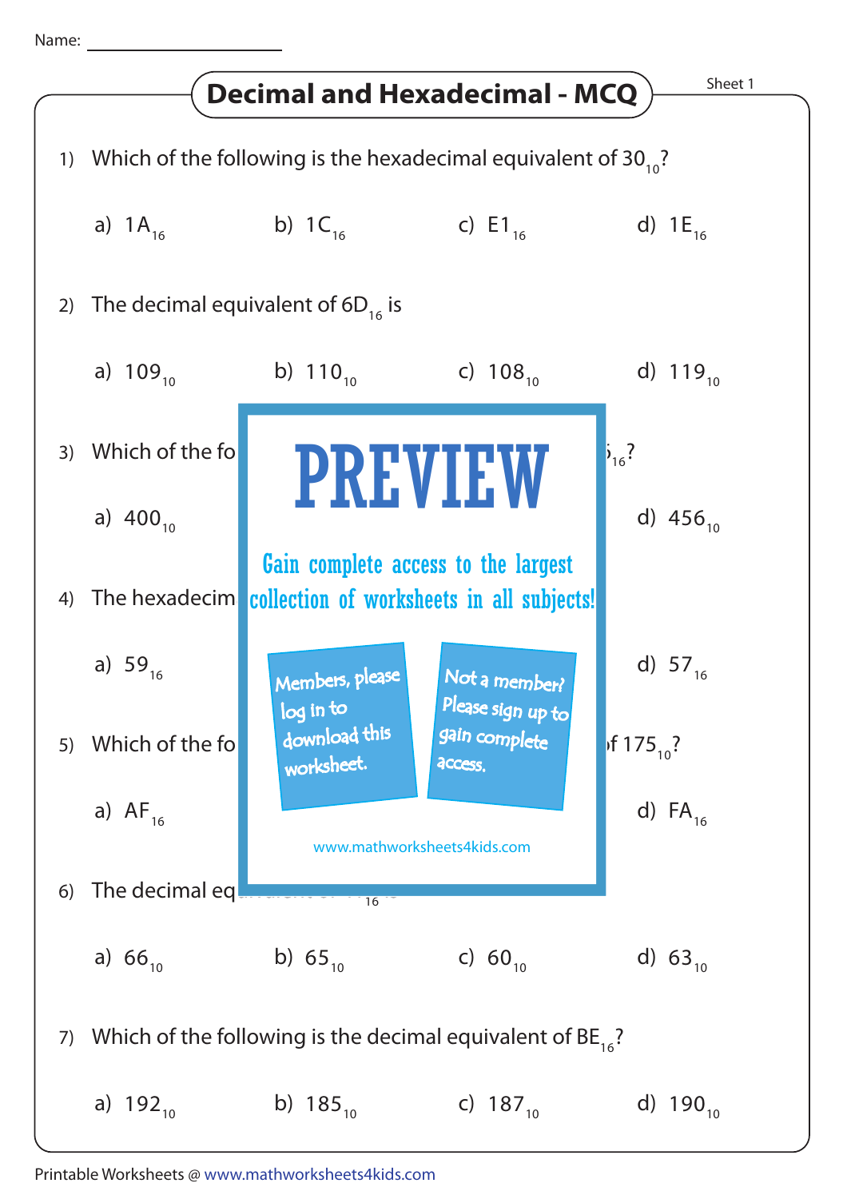Name: ____________________

# Decimal and Hexadecimal - MCQ

Sheet 1

1) Which of the following is the hexadecimal equivalent of $30_{10}$?

a) $1A_{16}$   b) $1C_{16}$   c) $E1_{16}$   d) $1E_{16}$

2) The decimal equivalent of $6D_{16}$ is

a) $109_{10}$   b) $110_{10}$   c) $108_{10}$   d) $119_{10}$

3) Which of the fo ... $_{16}$?

a) $400_{10}$   d) $456_{10}$

4) The hexadecim

a) $59_{16}$   d) $57_{16}$

5) Which of the fo ... f $175_{10}$?

a) $AF_{16}$   d) $FA_{16}$

6) The decimal eq ... $_{16}$ is

a) $66_{10}$   b) $65_{10}$   c) $60_{10}$   d) $63_{10}$

7) Which of the following is the decimal equivalent of $BE_{16}$?

a) $192_{10}$   b) $185_{10}$   c) $187_{10}$   d) $190_{10}$

PREVIEW

Gain complete access to the largest collection of worksheets in all subjects!

Members, please log in to download this worksheet.

Not a member? Please sign up to gain complete access.

www.mathworksheets4kids.com

Printable Worksheets @ www.mathworksheets4kids.com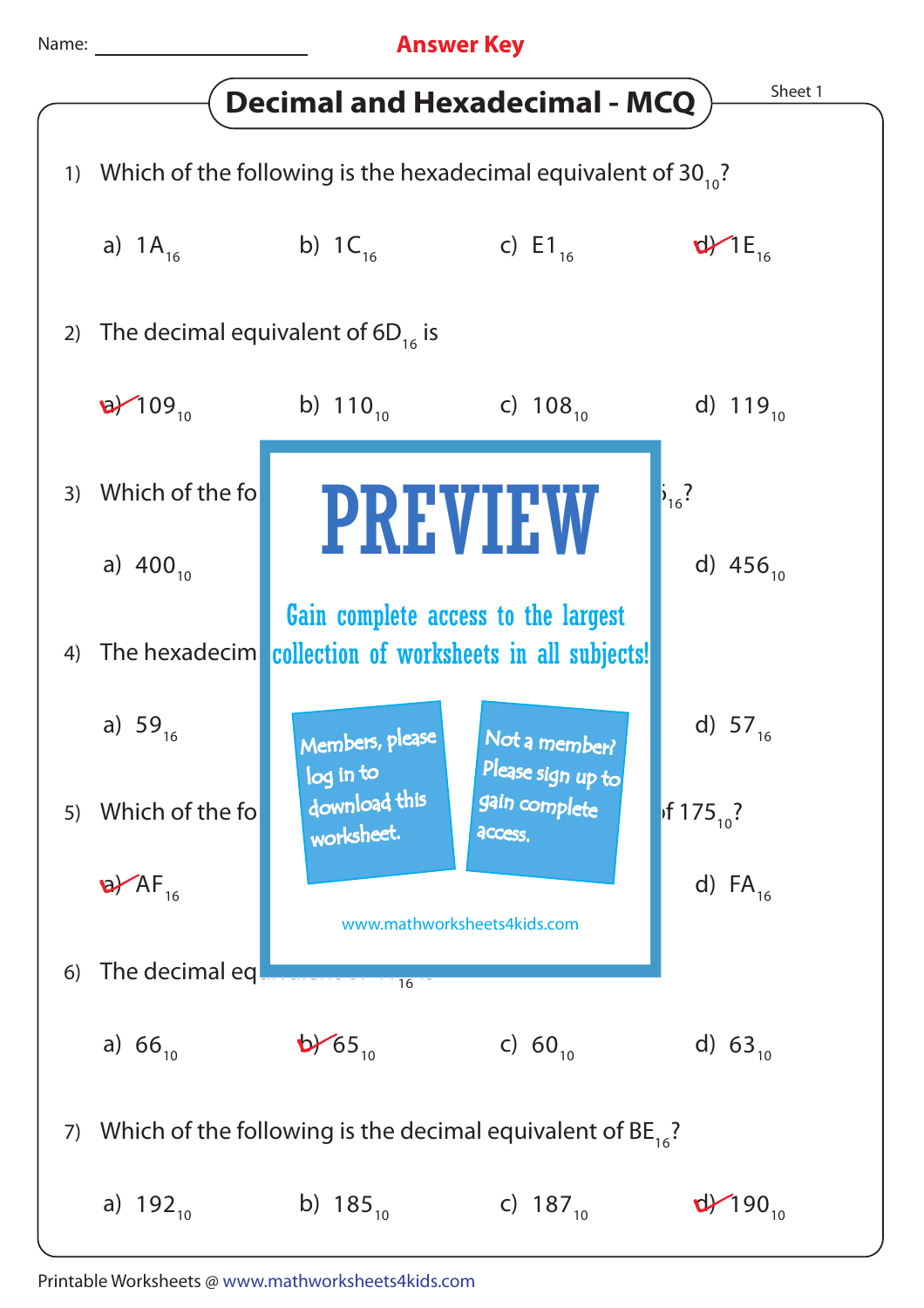Name: ____________________

**Answer Key**

# Decimal and Hexadecimal - MCQ

Sheet 1

1) Which of the following is the hexadecimal equivalent of $30_{10}$?

a) $1A_{16}$  b) $1C_{16}$  c) $E1_{16}$  d) ✓ $1E_{16}$

2) The decimal equivalent of $6D_{16}$ is

a) ✓ $109_{10}$  b) $110_{10}$  c) $108_{10}$  d) $119_{10}$

3) Which of the fo ... $_{16}$?

a) $400_{10}$  d) $456_{10}$

4) The hexadecim

a) $59_{16}$  d) $57_{16}$

5) Which of the fo ... f $175_{10}$?

a) ✓ $AF_{16}$  d) $FA_{16}$

**PREVIEW**

Gain complete access to the largest collection of worksheets in all subjects!

Members, please log in to download this worksheet.

Not a member? Please sign up to gain complete access.

www.mathworksheets4kids.com

6) The decimal eq ... $_{16}$

a) $66_{10}$  b) ✓ $65_{10}$  c) $60_{10}$  d) $63_{10}$

7) Which of the following is the decimal equivalent of $BE_{16}$?

a) $192_{10}$  b) $185_{10}$  c) $187_{10}$  d) ✓ $190_{10}$

Printable Worksheets @ www.mathworksheets4kids.com